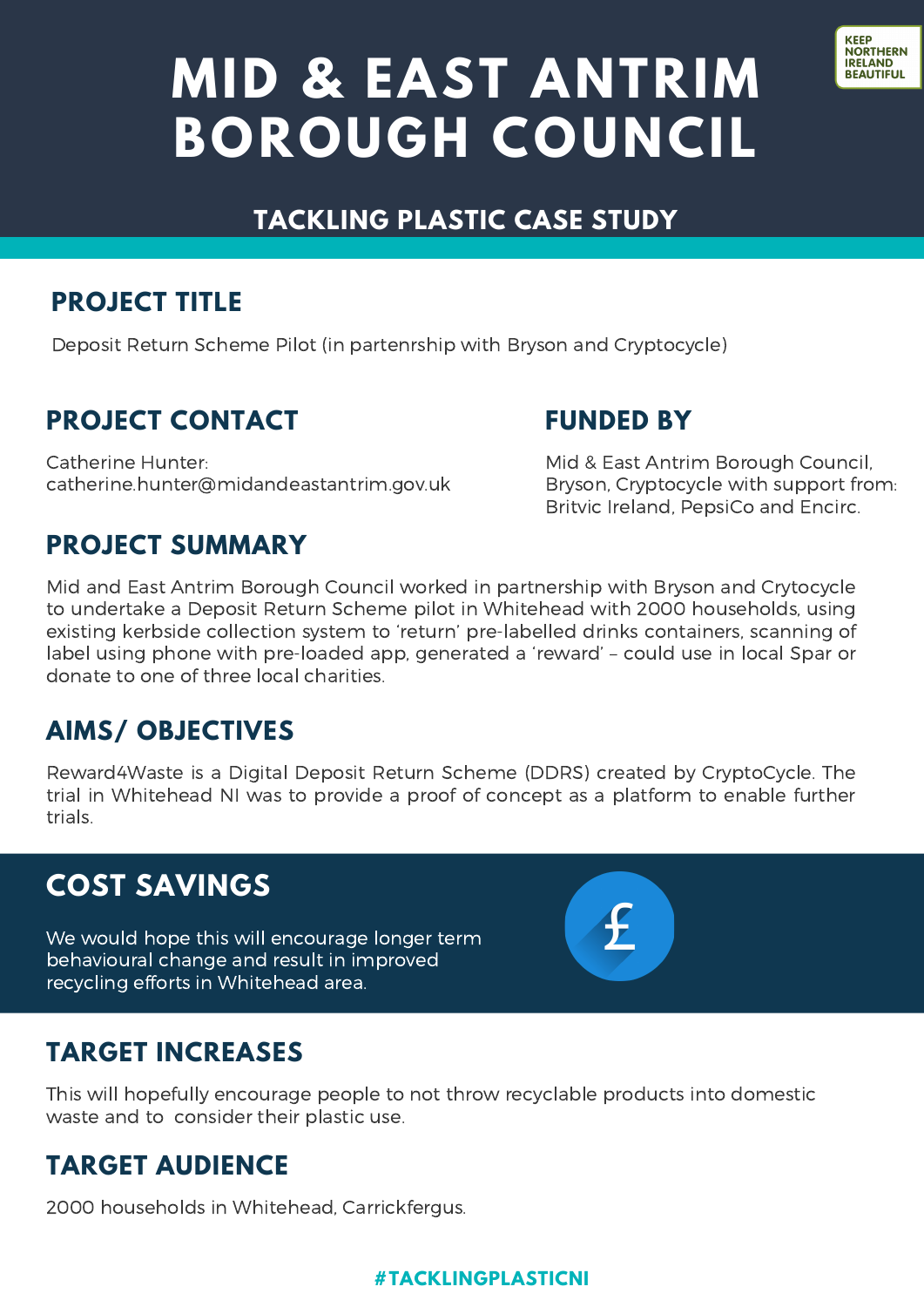# MID & EAST ANTRIM BOROUGH COUNCIL

KEEP NORTHERN IRELAND BEAUTIFUL

## TACKLING PLASTIC CASE STUDY

### PROJECT TITLE

Deposit Return Scheme Pilot (in partenrship with Bryson and Cryptocycle)

### PROJECT CONTACT

Catherine Hunter:
catherine.hunter@midandeastantrim.gov.uk

### FUNDED BY

Mid & East Antrim Borough Council, Bryson, Cryptocycle with support from: Britvic Ireland, PepsiCo and Encirc.

### PROJECT SUMMARY

Mid and East Antrim Borough Council worked in partnership with Bryson and Crytocycle to undertake a Deposit Return Scheme pilot in Whitehead with 2000 households, using existing kerbside collection system to 'return' pre-labelled drinks containers, scanning of label using phone with pre-loaded app, generated a 'reward' – could use in local Spar or donate to one of three local charities.

### AIMS/ OBJECTIVES

Reward4Waste is a Digital Deposit Return Scheme (DDRS) created by CryptoCycle. The trial in Whitehead NI was to provide a proof of concept as a platform to enable further trials.

### COST SAVINGS

We would hope this will encourage longer term behavioural change and result in improved recycling efforts in Whitehead area.

### TARGET INCREASES

This will hopefully encourage people to not throw recyclable products into domestic waste and to consider their plastic use.

### TARGET AUDIENCE

2000 households in Whitehead, Carrickfergus.

#TACKLINGPLASTICNI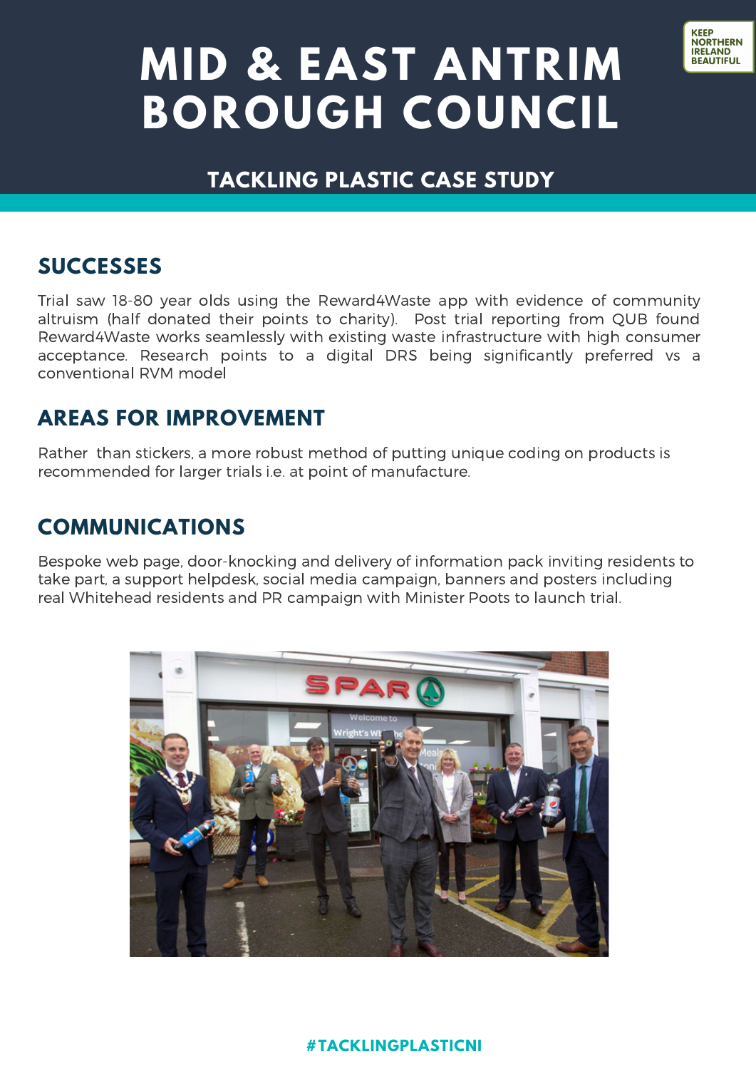# MID & EAST ANTRIM BOROUGH COUNCIL

KEEP NORTHERN IRELAND BEAUTIFUL

## TACKLING PLASTIC CASE STUDY

## SUCCESSES

Trial saw 18-80 year olds using the Reward4Waste app with evidence of community altruism (half donated their points to charity). Post trial reporting from QUB found Reward4Waste works seamlessly with existing waste infrastructure with high consumer acceptance. Research points to a digital DRS being significantly preferred vs a conventional RVM model

## AREAS FOR IMPROVEMENT

Rather than stickers, a more robust method of putting unique coding on products is recommended for larger trials i.e. at point of manufacture.

## COMMUNICATIONS

Bespoke web page, door-knocking and delivery of information pack inviting residents to take part, a support helpdesk, social media campaign, banners and posters including real Whitehead residents and PR campaign with Minister Poots to launch trial.

#TACKLINGPLASTICNI